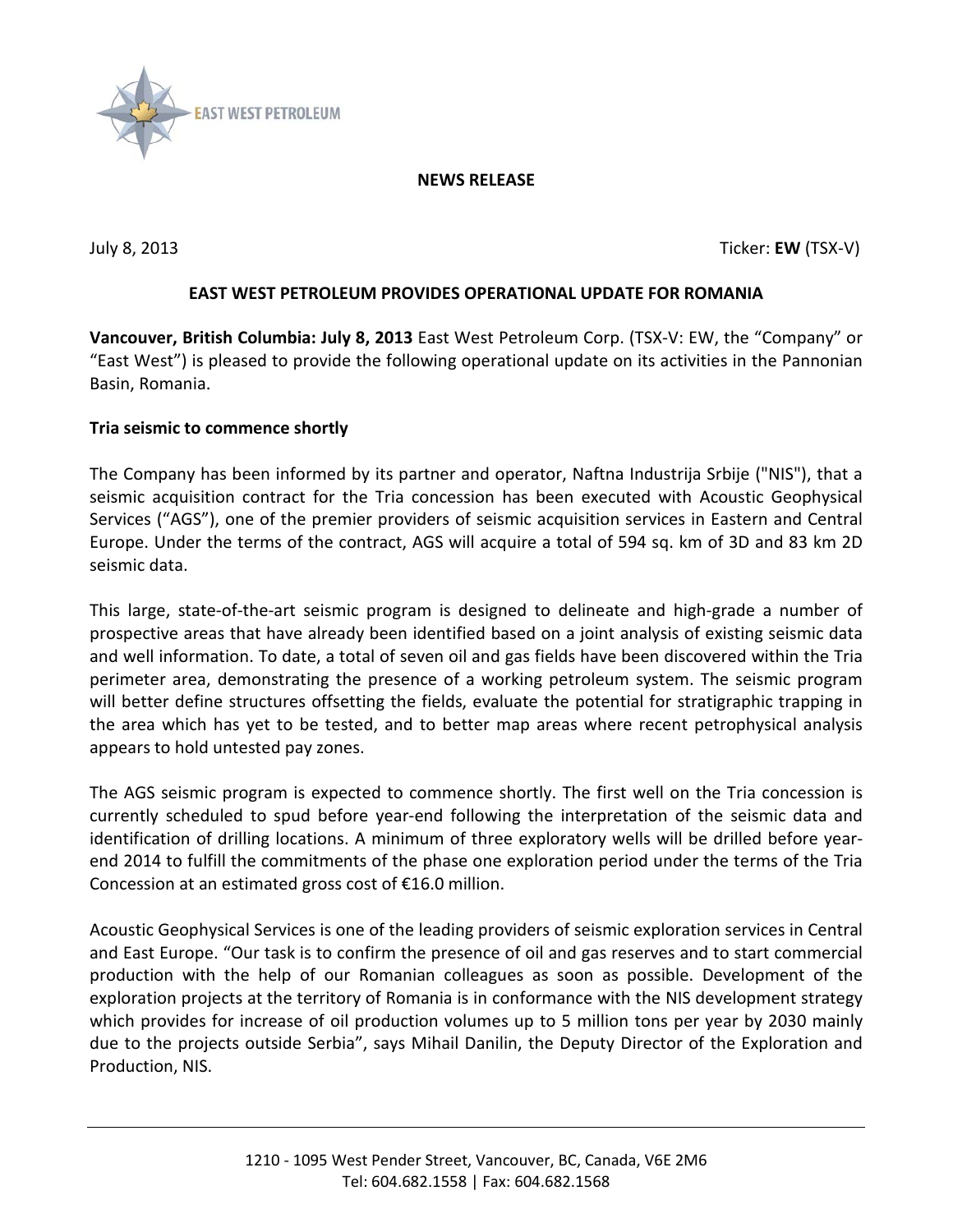EAST WEST PETROLEUM

**NEWS RELEASE**

July 8, 2013 Ticker: **EW** (TSX-V)

## EAST WEST PETROLEUM PROVIDES OPERATIONAL UPDATE FOR ROMANIA

**Vancouver, British Columbia: July 8, 2013** East West Petroleum Corp. (TSX-V: EW, the "Company" or "East West") is pleased to provide the following operational update on its activities in the Pannonian Basin, Romania.

### Tria seismic to commence shortly

The Company has been informed by its partner and operator, Naftna Industrija Srbije ("NIS"), that a seismic acquisition contract for the Tria concession has been executed with Acoustic Geophysical Services ("AGS"), one of the premier providers of seismic acquisition services in Eastern and Central Europe. Under the terms of the contract, AGS will acquire a total of 594 sq. km of 3D and 83 km 2D seismic data.

This large, state-of-the-art seismic program is designed to delineate and high-grade a number of prospective areas that have already been identified based on a joint analysis of existing seismic data and well information. To date, a total of seven oil and gas fields have been discovered within the Tria perimeter area, demonstrating the presence of a working petroleum system. The seismic program will better define structures offsetting the fields, evaluate the potential for stratigraphic trapping in the area which has yet to be tested, and to better map areas where recent petrophysical analysis appears to hold untested pay zones.

The AGS seismic program is expected to commence shortly. The first well on the Tria concession is currently scheduled to spud before year-end following the interpretation of the seismic data and identification of drilling locations. A minimum of three exploratory wells will be drilled before year-end 2014 to fulfill the commitments of the phase one exploration period under the terms of the Tria Concession at an estimated gross cost of €16.0 million.

Acoustic Geophysical Services is one of the leading providers of seismic exploration services in Central and East Europe. "Our task is to confirm the presence of oil and gas reserves and to start commercial production with the help of our Romanian colleagues as soon as possible. Development of the exploration projects at the territory of Romania is in conformance with the NIS development strategy which provides for increase of oil production volumes up to 5 million tons per year by 2030 mainly due to the projects outside Serbia", says Mihail Danilin, the Deputy Director of the Exploration and Production, NIS.

1210 - 1095 West Pender Street, Vancouver, BC, Canada, V6E 2M6
Tel: 604.682.1558 | Fax: 604.682.1568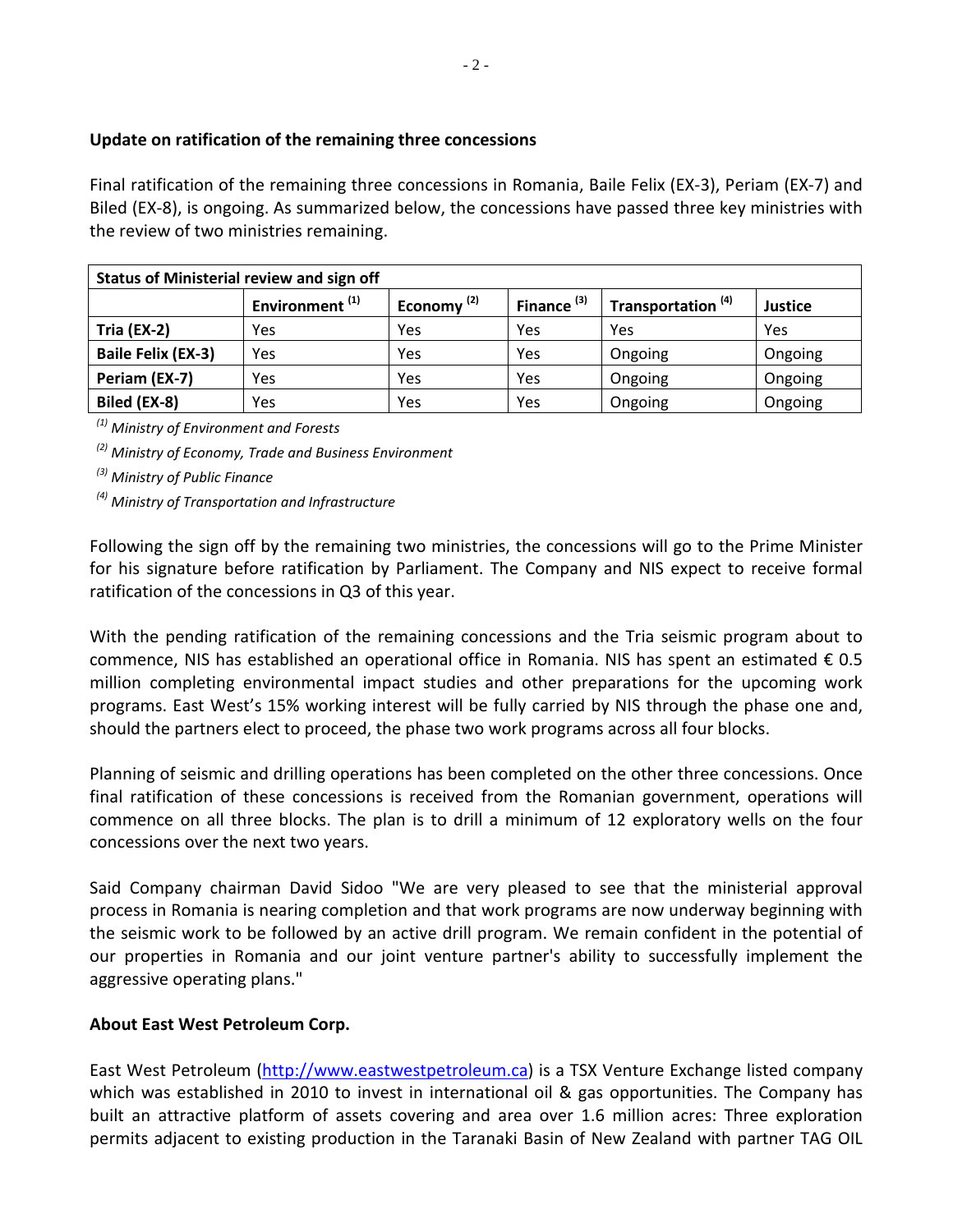**Update on ratification of the remaining three concessions**

Final ratification of the remaining three concessions in Romania, Baile Felix (EX-3), Periam (EX-7) and Biled (EX-8), is ongoing. As summarized below, the concessions have passed three key ministries with the review of two ministries remaining.

| **Status of Ministerial review and sign off** | | | | | |
|---|---|---|---|---|---|
| | **Environment [(1)]** | **Economy [(2)]** | **Finance [(3)]** | **Transportation [(4)]** | **Justice** |
| **Tria (EX-2)** | Yes | Yes | Yes | Yes | Yes |
| **Baile Felix (EX-3)** | Yes | Yes | Yes | Ongoing | Ongoing |
| **Periam (EX-7)** | Yes | Yes | Yes | Ongoing | Ongoing |
| **Biled (EX-8)** | Yes | Yes | Yes | Ongoing | Ongoing |

*[(1)] Ministry of Environment and Forests*

*[(2)] Ministry of Economy, Trade and Business Environment*

*[(3)] Ministry of Public Finance*

*[(4)] Ministry of Transportation and Infrastructure*

Following the sign off by the remaining two ministries, the concessions will go to the Prime Minister for his signature before ratification by Parliament. The Company and NIS expect to receive formal ratification of the concessions in Q3 of this year.

With the pending ratification of the remaining concessions and the Tria seismic program about to commence, NIS has established an operational office in Romania. NIS has spent an estimated € 0.5 million completing environmental impact studies and other preparations for the upcoming work programs. East West's 15% working interest will be fully carried by NIS through the phase one and, should the partners elect to proceed, the phase two work programs across all four blocks.

Planning of seismic and drilling operations has been completed on the other three concessions. Once final ratification of these concessions is received from the Romanian government, operations will commence on all three blocks. The plan is to drill a minimum of 12 exploratory wells on the four concessions over the next two years.

Said Company chairman David Sidoo "We are very pleased to see that the ministerial approval process in Romania is nearing completion and that work programs are now underway beginning with the seismic work to be followed by an active drill program. We remain confident in the potential of our properties in Romania and our joint venture partner's ability to successfully implement the aggressive operating plans."

**About East West Petroleum Corp.**

East West Petroleum (http://www.eastwestpetroleum.ca) is a TSX Venture Exchange listed company which was established in 2010 to invest in international oil & gas opportunities. The Company has built an attractive platform of assets covering and area over 1.6 million acres: Three exploration permits adjacent to existing production in the Taranaki Basin of New Zealand with partner TAG OIL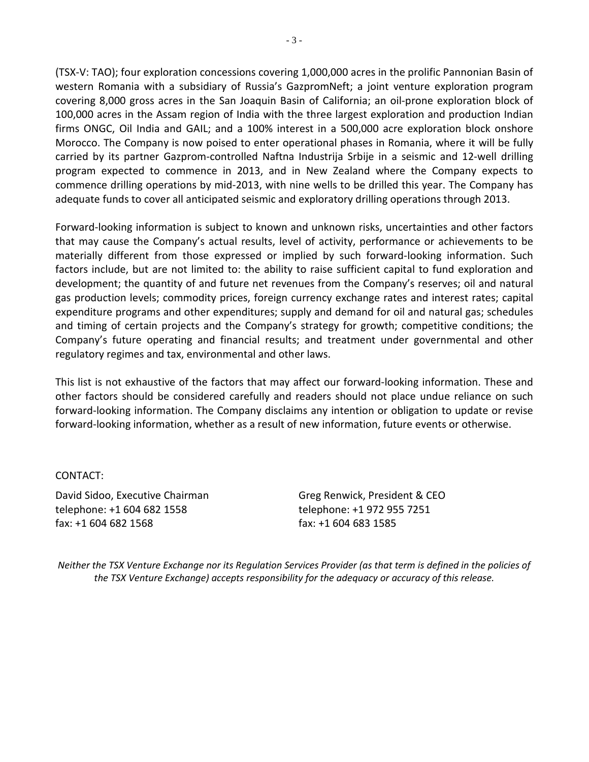(TSX-V: TAO); four exploration concessions covering 1,000,000 acres in the prolific Pannonian Basin of western Romania with a subsidiary of Russia's GazpromNeft; a joint venture exploration program covering 8,000 gross acres in the San Joaquin Basin of California; an oil-prone exploration block of 100,000 acres in the Assam region of India with the three largest exploration and production Indian firms ONGC, Oil India and GAIL; and a 100% interest in a 500,000 acre exploration block onshore Morocco. The Company is now poised to enter operational phases in Romania, where it will be fully carried by its partner Gazprom-controlled Naftna Industrija Srbije in a seismic and 12-well drilling program expected to commence in 2013, and in New Zealand where the Company expects to commence drilling operations by mid-2013, with nine wells to be drilled this year. The Company has adequate funds to cover all anticipated seismic and exploratory drilling operations through 2013.

Forward-looking information is subject to known and unknown risks, uncertainties and other factors that may cause the Company's actual results, level of activity, performance or achievements to be materially different from those expressed or implied by such forward-looking information. Such factors include, but are not limited to: the ability to raise sufficient capital to fund exploration and development; the quantity of and future net revenues from the Company's reserves; oil and natural gas production levels; commodity prices, foreign currency exchange rates and interest rates; capital expenditure programs and other expenditures; supply and demand for oil and natural gas; schedules and timing of certain projects and the Company's strategy for growth; competitive conditions; the Company's future operating and financial results; and treatment under governmental and other regulatory regimes and tax, environmental and other laws.

This list is not exhaustive of the factors that may affect our forward-looking information. These and other factors should be considered carefully and readers should not place undue reliance on such forward-looking information. The Company disclaims any intention or obligation to update or revise forward-looking information, whether as a result of new information, future events or otherwise.

CONTACT:

David Sidoo, Executive Chairman
telephone: +1 604 682 1558
fax: +1 604 682 1568

Greg Renwick, President & CEO
telephone: +1 972 955 7251
fax: +1 604 683 1585

*Neither the TSX Venture Exchange nor its Regulation Services Provider (as that term is defined in the policies of the TSX Venture Exchange) accepts responsibility for the adequacy or accuracy of this release.*